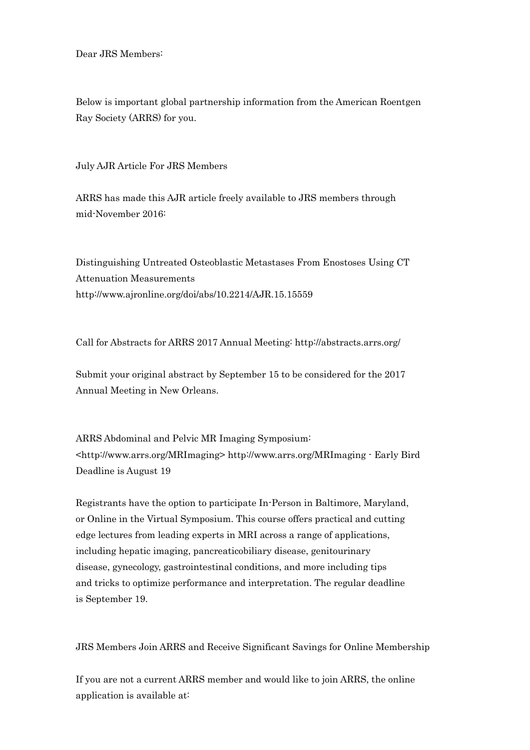Dear JRS Members:

Below is important global partnership information from the American Roentgen Ray Society (ARRS) for you.

July AJR Article For JRS Members

ARRS has made this AJR article freely available to JRS members through mid-November 2016:

Distinguishing Untreated Osteoblastic Metastases From Enostoses Using CT Attenuation Measurements
http://www.ajronline.org/doi/abs/10.2214/AJR.15.15559

Call for Abstracts for ARRS 2017 Annual Meeting: http://abstracts.arrs.org/

Submit your original abstract by September 15 to be considered for the 2017 Annual Meeting in New Orleans.

ARRS Abdominal and Pelvic MR Imaging Symposium: <http://www.arrs.org/MRImaging> http://www.arrs.org/MRImaging - Early Bird Deadline is August 19

Registrants have the option to participate In-Person in Baltimore, Maryland, or Online in the Virtual Symposium. This course offers practical and cutting edge lectures from leading experts in MRI across a range of applications, including hepatic imaging, pancreaticobiliary disease, genitourinary disease, gynecology, gastrointestinal conditions, and more including tips and tricks to optimize performance and interpretation. The regular deadline is September 19.

JRS Members Join ARRS and Receive Significant Savings for Online Membership

If you are not a current ARRS member and would like to join ARRS, the online application is available at: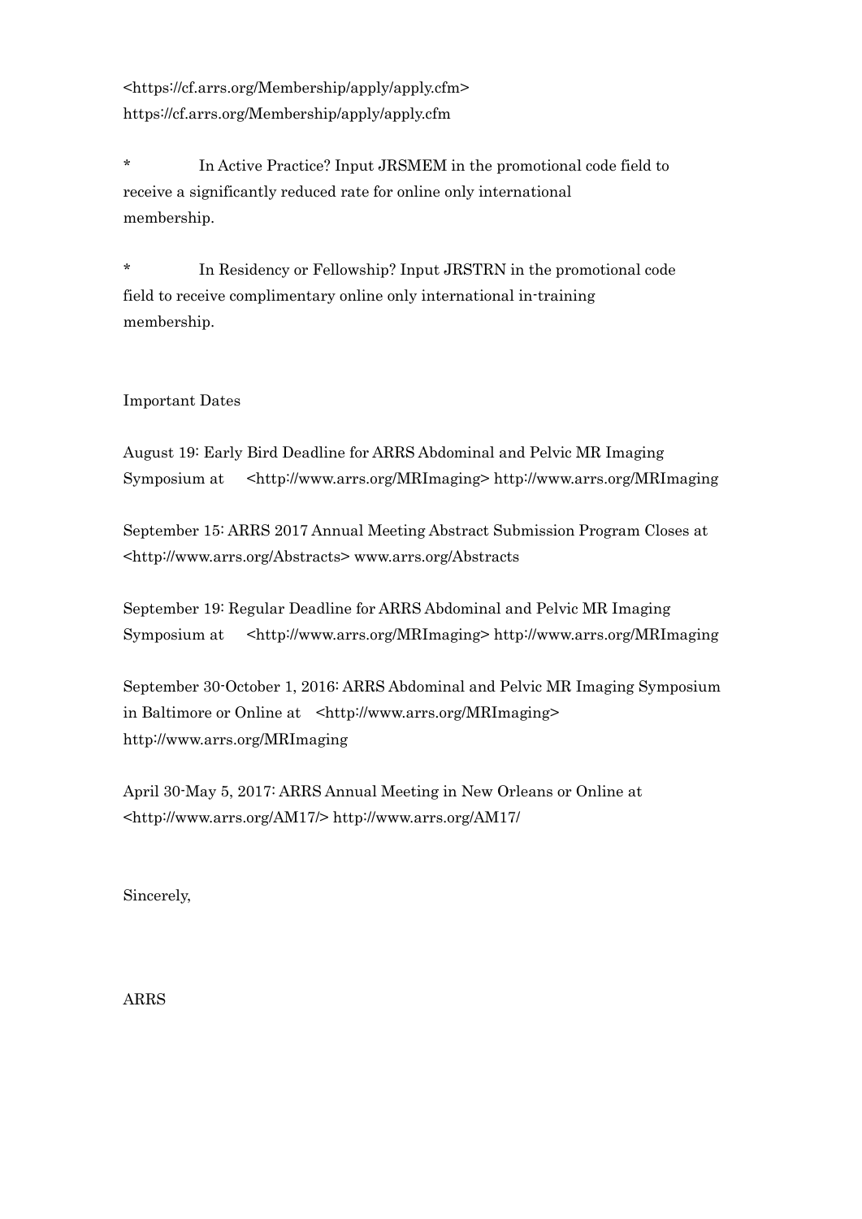<https://cf.arrs.org/Membership/apply/apply.cfm> https://cf.arrs.org/Membership/apply/apply.cfm

* In Active Practice? Input JRSMEM in the promotional code field to receive a significantly reduced rate for online only international membership.

* In Residency or Fellowship? Input JRSTRN in the promotional code field to receive complimentary online only international in-training membership.

Important Dates

August 19: Early Bird Deadline for ARRS Abdominal and Pelvic MR Imaging Symposium at <http://www.arrs.org/MRImaging> http://www.arrs.org/MRImaging

September 15: ARRS 2017 Annual Meeting Abstract Submission Program Closes at <http://www.arrs.org/Abstracts> www.arrs.org/Abstracts

September 19: Regular Deadline for ARRS Abdominal and Pelvic MR Imaging Symposium at <http://www.arrs.org/MRImaging> http://www.arrs.org/MRImaging

September 30-October 1, 2016: ARRS Abdominal and Pelvic MR Imaging Symposium in Baltimore or Online at <http://www.arrs.org/MRImaging> http://www.arrs.org/MRImaging

April 30-May 5, 2017: ARRS Annual Meeting in New Orleans or Online at <http://www.arrs.org/AM17/> http://www.arrs.org/AM17/

Sincerely,

ARRS